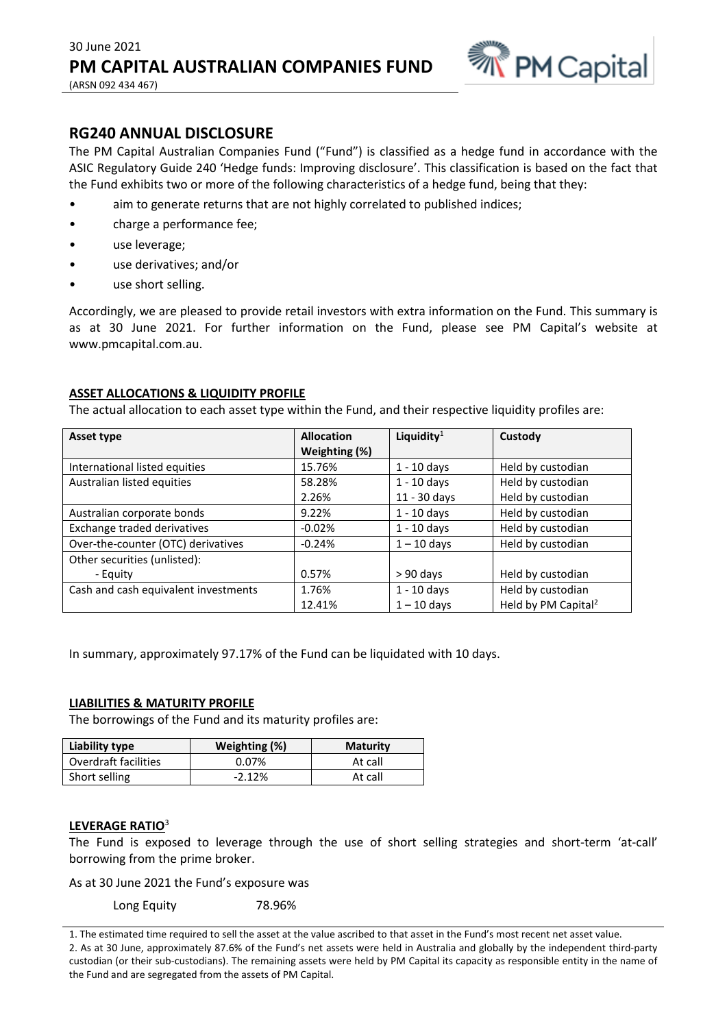30 June 2021

# PM CAPITAL AUSTRALIAN COMPANIES FUND

(ARSN 092 434 467)

## RG240 ANNUAL DISCLOSURE

The PM Capital Australian Companies Fund ("Fund") is classified as a hedge fund in accordance with the ASIC Regulatory Guide 240 'Hedge funds: Improving disclosure'. This classification is based on the fact that the Fund exhibits two or more of the following characteristics of a hedge fund, being that they:

- aim to generate returns that are not highly correlated to published indices;
- charge a performance fee;
- use leverage;
- use derivatives; and/or
- use short selling.

Accordingly, we are pleased to provide retail investors with extra information on the Fund. This summary is as at 30 June 2021. For further information on the Fund, please see PM Capital's website at www.pmcapital.com.au.

### ASSET ALLOCATIONS & LIQUIDITY PROFILE

The actual allocation to each asset type within the Fund, and their respective liquidity profiles are:

| Asset type | Allocation Weighting (%) | Liquidity[1] | Custody |
|---|---|---|---|
| International listed equities | 15.76% | 1 - 10 days | Held by custodian |
| Australian listed equities | 58.28% | 1 - 10 days | Held by custodian |
| | 2.26% | 11 - 30 days | Held by custodian |
| Australian corporate bonds | 9.22% | 1 - 10 days | Held by custodian |
| Exchange traded derivatives | -0.02% | 1 - 10 days | Held by custodian |
| Over-the-counter (OTC) derivatives | -0.24% | 1 – 10 days | Held by custodian |
| Other securities (unlisted): | | | |
| - Equity | 0.57% | > 90 days | Held by custodian |
| Cash and cash equivalent investments | 1.76% | 1 - 10 days | Held by custodian |
| | 12.41% | 1 – 10 days | Held by PM Capital[2] |

In summary, approximately 97.17% of the Fund can be liquidated with 10 days.

### LIABILITIES & MATURITY PROFILE

The borrowings of the Fund and its maturity profiles are:

| Liability type | Weighting (%) | Maturity |
|---|---|---|
| Overdraft facilities | 0.07% | At call |
| Short selling | -2.12% | At call |

### LEVERAGE RATIO[3]

The Fund is exposed to leverage through the use of short selling strategies and short-term 'at-call' borrowing from the prime broker.

As at 30 June 2021 the Fund's exposure was

Long Equity 78.96%

1. The estimated time required to sell the asset at the value ascribed to that asset in the Fund's most recent net asset value.
2. As at 30 June, approximately 87.6% of the Fund's net assets were held in Australia and globally by the independent third-party custodian (or their sub-custodians). The remaining assets were held by PM Capital its capacity as responsible entity in the name of the Fund and are segregated from the assets of PM Capital.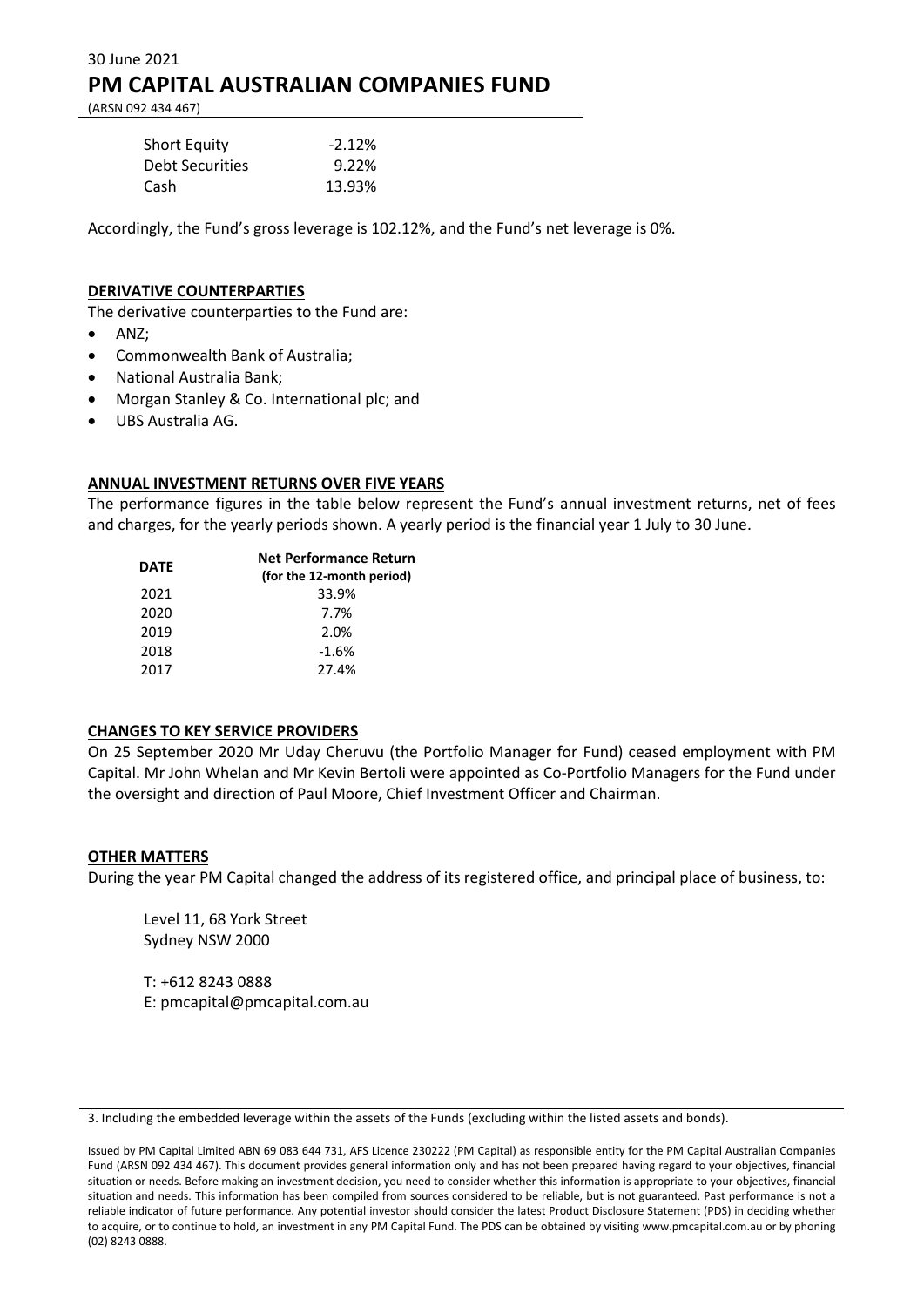| | |
|---|---|
| Short Equity | -2.12% |
| Debt Securities | 9.22% |
| Cash | 13.93% |

Accordingly, the Fund's gross leverage is 102.12%, and the Fund's net leverage is 0%.

## DERIVATIVE COUNTERPARTIES

The derivative counterparties to the Fund are:

- ANZ;
- Commonwealth Bank of Australia;
- National Australia Bank;
- Morgan Stanley & Co. International plc; and
- UBS Australia AG.

## ANNUAL INVESTMENT RETURNS OVER FIVE YEARS

The performance figures in the table below represent the Fund's annual investment returns, net of fees and charges, for the yearly periods shown. A yearly period is the financial year 1 July to 30 June.

| DATE | Net Performance Return (for the 12-month period) |
|---|---|
| 2021 | 33.9% |
| 2020 | 7.7% |
| 2019 | 2.0% |
| 2018 | -1.6% |
| 2017 | 27.4% |

## CHANGES TO KEY SERVICE PROVIDERS

On 25 September 2020 Mr Uday Cheruvu (the Portfolio Manager for Fund) ceased employment with PM Capital. Mr John Whelan and Mr Kevin Bertoli were appointed as Co-Portfolio Managers for the Fund under the oversight and direction of Paul Moore, Chief Investment Officer and Chairman.

## OTHER MATTERS

During the year PM Capital changed the address of its registered office, and principal place of business, to:

Level 11, 68 York Street
Sydney NSW 2000

T: +612 8243 0888
E: pmcapital@pmcapital.com.au

3. Including the embedded leverage within the assets of the Funds (excluding within the listed assets and bonds).

Issued by PM Capital Limited ABN 69 083 644 731, AFS Licence 230222 (PM Capital) as responsible entity for the PM Capital Australian Companies Fund (ARSN 092 434 467). This document provides general information only and has not been prepared having regard to your objectives, financial situation or needs. Before making an investment decision, you need to consider whether this information is appropriate to your objectives, financial situation and needs. This information has been compiled from sources considered to be reliable, but is not guaranteed. Past performance is not a reliable indicator of future performance. Any potential investor should consider the latest Product Disclosure Statement (PDS) in deciding whether to acquire, or to continue to hold, an investment in any PM Capital Fund. The PDS can be obtained by visiting www.pmcapital.com.au or by phoning (02) 8243 0888.